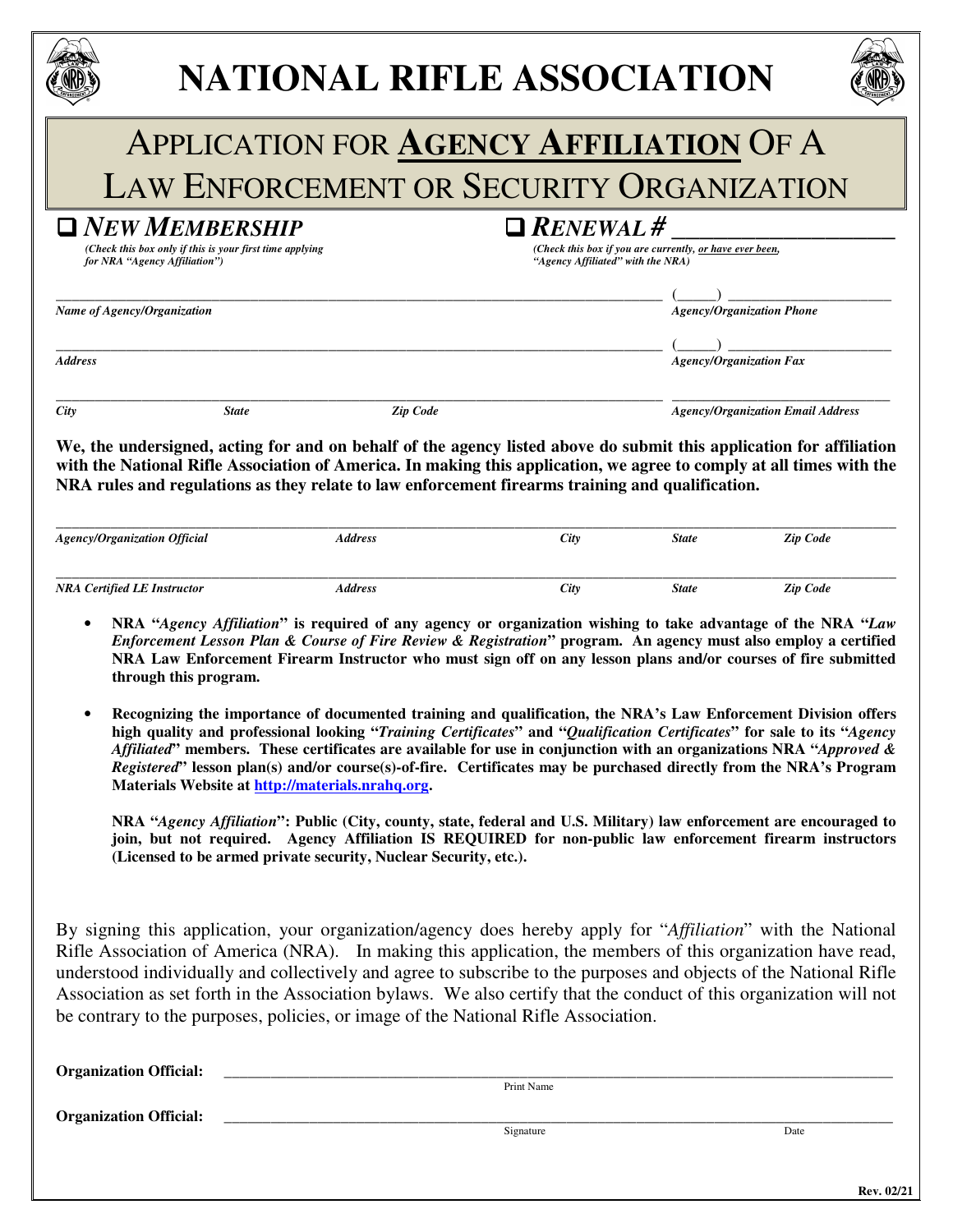# NATIONAL RIFLE ASSOCIATION

## APPLICATION FOR **AGENCY AFFILIATION** OF A LAW ENFORCEMENT OR SECURITY ORGANIZATION

❑ ***NEW MEMBERSHIP***
*(Check this box only if this is your first time applying for NRA "Agency Affiliation")*

❑ ***RENEWAL #*** ___________________
*(Check this box if you are currently, or have ever been, "Agency Affiliated" with the NRA)*

________________________________________ (_____) ____________________
*Name of Agency/Organization* — *Agency/Organization Phone*

________________________________________ (_____) ____________________
*Address* — *Agency/Organization Fax*

________________________________________ ____________________
*City* — *State* — *Zip Code* — *Agency/Organization Email Address*

**We, the undersigned, acting for and on behalf of the agency listed above do submit this application for affiliation with the National Rifle Association of America. In making this application, we agree to comply at all times with the NRA rules and regulations as they relate to law enforcement firearms training and qualification.**

________________________________________________________________________
*Agency/Organization Official* — *Address* — *City* — *State* — *Zip Code*

________________________________________________________________________
*NRA Certified LE Instructor* — *Address* — *City* — *State* — *Zip Code*

- **NRA "*Agency Affiliation*" is required of any agency or organization wishing to take advantage of the NRA "*Law Enforcement Lesson Plan & Course of Fire Review & Registration*" program. An agency must also employ a certified NRA Law Enforcement Firearm Instructor who must sign off on any lesson plans and/or courses of fire submitted through this program.**

- **Recognizing the importance of documented training and qualification, the NRA's Law Enforcement Division offers high quality and professional looking "*Training Certificates*" and "*Qualification Certificates*" for sale to its "*Agency Affiliated*" members. These certificates are available for use in conjunction with an organizations NRA "*Approved & Registered*" lesson plan(s) and/or course(s)-of-fire. Certificates may be purchased directly from the NRA's Program Materials Website at http://materials.nrahq.org.**

  **NRA "*Agency Affiliation*": Public (City, county, state, federal and U.S. Military) law enforcement are encouraged to join, but not required. Agency Affiliation IS REQUIRED for non-public law enforcement firearm instructors (Licensed to be armed private security, Nuclear Security, etc.).**

By signing this application, your organization/agency does hereby apply for "*Affiliation*" with the National Rifle Association of America (NRA). In making this application, the members of this organization have read, understood individually and collectively and agree to subscribe to the purposes and objects of the National Rifle Association as set forth in the Association bylaws. We also certify that the conduct of this organization will not be contrary to the purposes, policies, or image of the National Rifle Association.

**Organization Official:** ________________________________________
Print Name

**Organization Official:** ________________________________________
Signature — Date

Rev. 02/21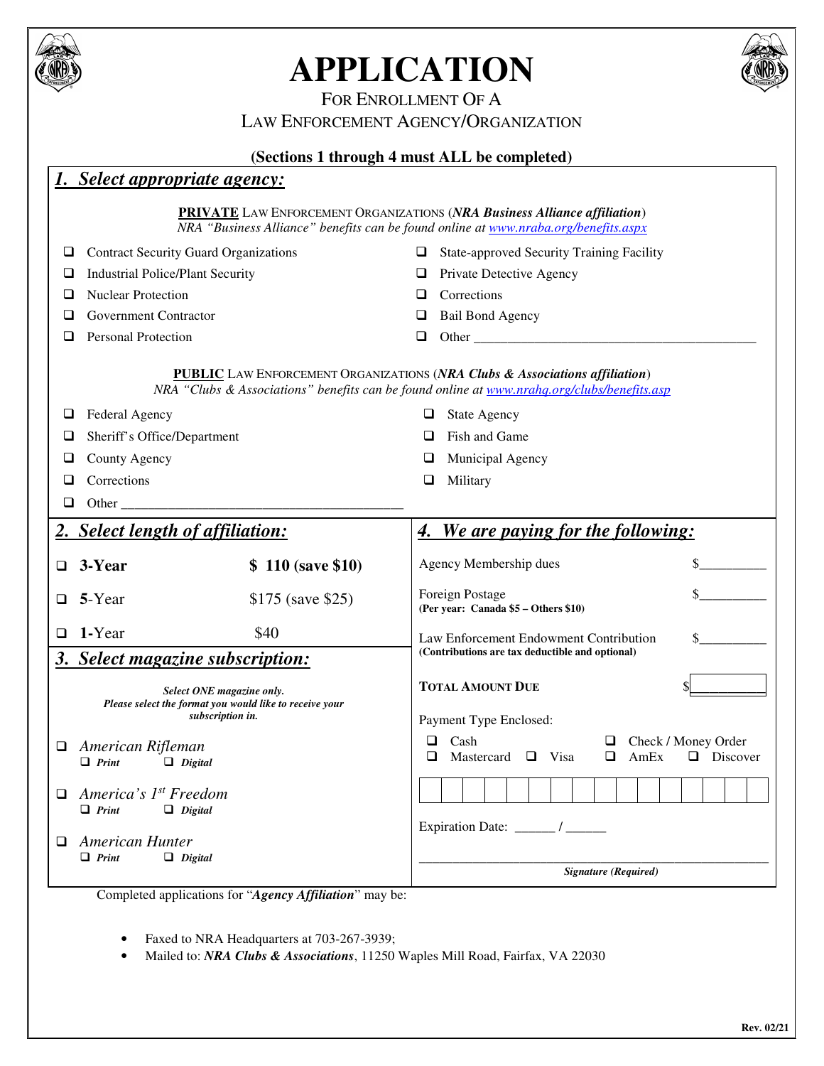# APPLICATION

FOR ENROLLMENT OF A
LAW ENFORCEMENT AGENCY/ORGANIZATION

**(Sections 1 through 4 must ALL be completed)**

## *1. Select appropriate agency:*

**PRIVATE** LAW ENFORCEMENT ORGANIZATIONS (***NRA Business Alliance affiliation***)
*NRA "Business Alliance" benefits can be found online at www.nraba.org/benefits.aspx*

- ❑ Contract Security Guard Organizations
- ❑ Industrial Police/Plant Security
- ❑ Nuclear Protection
- ❑ Government Contractor
- ❑ Personal Protection
- ❑ State-approved Security Training Facility
- ❑ Private Detective Agency
- ❑ Corrections
- ❑ Bail Bond Agency
- ❑ Other ____________________

**PUBLIC** LAW ENFORCEMENT ORGANIZATIONS (***NRA Clubs & Associations affiliation***)
*NRA "Clubs & Associations" benefits can be found online at www.nrahq.org/clubs/benefits.asp*

- ❑ Federal Agency
- ❑ Sheriff's Office/Department
- ❑ County Agency
- ❑ Corrections
- ❑ Other ____________________
- ❑ State Agency
- ❑ Fish and Game
- ❑ Municipal Agency
- ❑ Military

## *2. Select length of affiliation:*

| | |
|---|---|
| ❑ **3-Year** | **$ 110 (save $10)** |
| ❑ **5**-Year | $175 (save $25) |
| ❑ **1**-Year | $40 |

## *3. Select magazine subscription:*

***Select ONE magazine only.***
***Please select the format you would like to receive your subscription in.***

- ❑ *American Rifleman* — ❑ ***Print*** ❑ ***Digital***
- ❑ *America's 1st Freedom* — ❑ ***Print*** ❑ ***Digital***
- ❑ *American Hunter* — ❑ ***Print*** ❑ ***Digital***

## *4. We are paying for the following:*

| | |
|---|---|
| Agency Membership dues | $__________ |
| Foreign Postage **(Per year: Canada $5 – Others $10)** | $__________ |
| Law Enforcement Endowment Contribution **(Contributions are tax deductible and optional)** | $__________ |
| **TOTAL AMOUNT DUE** | $__________ |

Payment Type Enclosed:

❑ Cash ❑ Check / Money Order
❑ Mastercard ❑ Visa ❑ AmEx ❑ Discover

Expiration Date: ______ / ______

______________________________
***Signature (Required)***

Completed applications for "***Agency Affiliation***" may be:

- Faxed to NRA Headquarters at 703-267-3939;
- Mailed to: ***NRA Clubs & Associations***, 11250 Waples Mill Road, Fairfax, VA 22030

**Rev. 02/21**